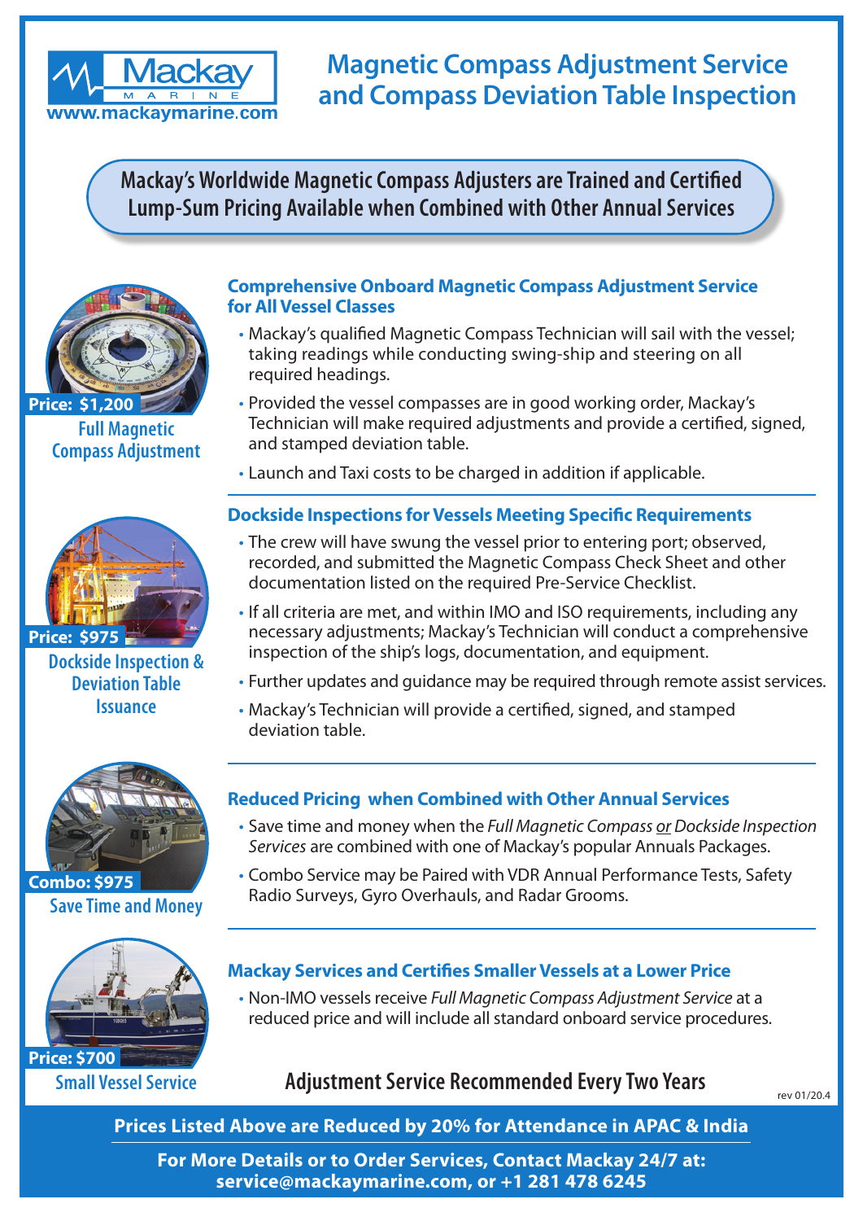Mackay MARINE
www.mackaymarine.com

# Magnetic Compass Adjustment Service and Compass Deviation Table Inspection

**Mackay's Worldwide Magnetic Compass Adjusters are Trained and Certified**
**Lump-Sum Pricing Available when Combined with Other Annual Services**

**Price: $1,200**
**Full Magnetic Compass Adjustment**

### Comprehensive Onboard Magnetic Compass Adjustment Service for All Vessel Classes

- Mackay's qualified Magnetic Compass Technician will sail with the vessel; taking readings while conducting swing-ship and steering on all required headings.
- Provided the vessel compasses are in good working order, Mackay's Technician will make required adjustments and provide a certified, signed, and stamped deviation table.
- Launch and Taxi costs to be charged in addition if applicable.

**Price: $975**
**Dockside Inspection & Deviation Table Issuance**

### Dockside Inspections for Vessels Meeting Specific Requirements

- The crew will have swung the vessel prior to entering port; observed, recorded, and submitted the Magnetic Compass Check Sheet and other documentation listed on the required Pre-Service Checklist.
- If all criteria are met, and within IMO and ISO requirements, including any necessary adjustments; Mackay's Technician will conduct a comprehensive inspection of the ship's logs, documentation, and equipment.
- Further updates and guidance may be required through remote assist services.
- Mackay's Technician will provide a certified, signed, and stamped deviation table.

**Combo: $975**
**Save Time and Money**

### Reduced Pricing when Combined with Other Annual Services

- Save time and money when the *Full Magnetic Compass or Dockside Inspection Services* are combined with one of Mackay's popular Annuals Packages.
- Combo Service may be Paired with VDR Annual Performance Tests, Safety Radio Surveys, Gyro Overhauls, and Radar Grooms.

**Price: $700**
**Small Vessel Service**

### Mackay Services and Certifies Smaller Vessels at a Lower Price

- Non-IMO vessels receive *Full Magnetic Compass Adjustment Service* at a reduced price and will include all standard onboard service procedures.

**Adjustment Service Recommended Every Two Years**

rev 01/20.4

**Prices Listed Above are Reduced by 20% for Attendance in APAC & India**

**For More Details or to Order Services, Contact Mackay 24/7 at: service@mackaymarine.com, or +1 281 478 6245**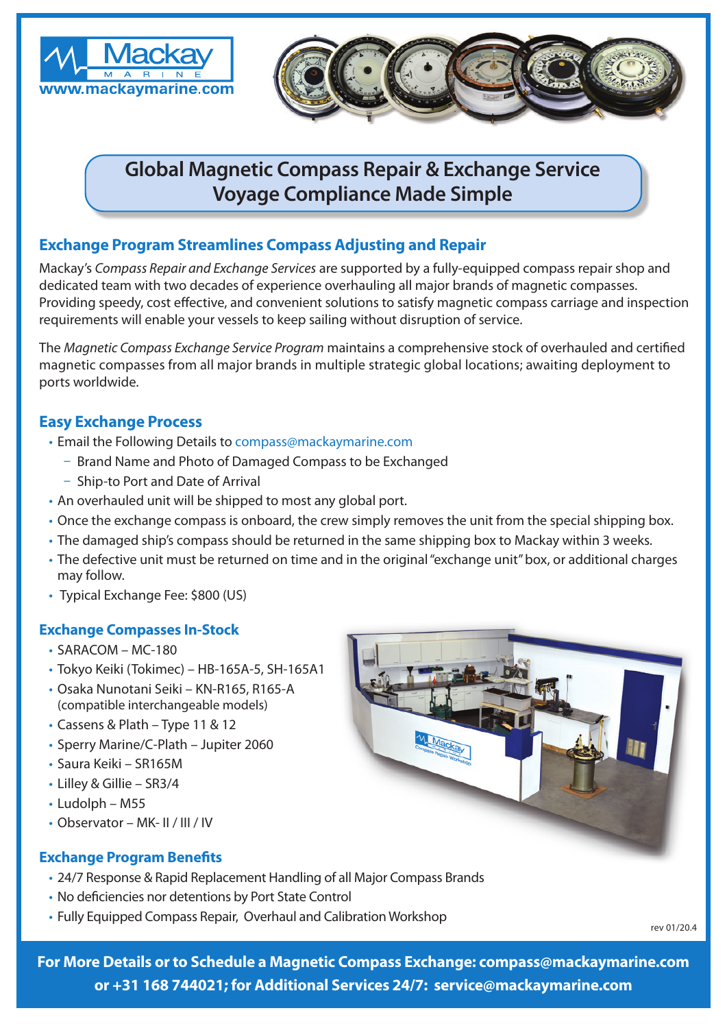Mackay
MARINE
www.mackaymarine.com

# Global Magnetic Compass Repair & Exchange Service
# Voyage Compliance Made Simple

## Exchange Program Streamlines Compass Adjusting and Repair

Mackay's *Compass Repair and Exchange Services* are supported by a fully-equipped compass repair shop and dedicated team with two decades of experience overhauling all major brands of magnetic compasses. Providing speedy, cost effective, and convenient solutions to satisfy magnetic compass carriage and inspection requirements will enable your vessels to keep sailing without disruption of service.

The *Magnetic Compass Exchange Service Program* maintains a comprehensive stock of overhauled and certified magnetic compasses from all major brands in multiple strategic global locations; awaiting deployment to ports worldwide.

## Easy Exchange Process

- Email the Following Details to compass@mackaymarine.com
  - Brand Name and Photo of Damaged Compass to be Exchanged
  - Ship-to Port and Date of Arrival
- An overhauled unit will be shipped to most any global port.
- Once the exchange compass is onboard, the crew simply removes the unit from the special shipping box.
- The damaged ship's compass should be returned in the same shipping box to Mackay within 3 weeks.
- The defective unit must be returned on time and in the original "exchange unit" box, or additional charges may follow.
- Typical Exchange Fee: $800 (US)

## Exchange Compasses In-Stock

- SARACOM – MC-180
- Tokyo Keiki (Tokimec) – HB-165A-5, SH-165A1
- Osaka Nunotani Seiki – KN-R165, R165-A (compatible interchangeable models)
- Cassens & Plath – Type 11 & 12
- Sperry Marine/C-Plath – Jupiter 2060
- Saura Keiki – SR165M
- Lilley & Gillie – SR3/4
- Ludolph – M55
- Observator – MK- II / III / IV

## Exchange Program Benefits

- 24/7 Response & Rapid Replacement Handling of all Major Compass Brands
- No deficiencies nor detentions by Port State Control
- Fully Equipped Compass Repair, Overhaul and Calibration Workshop

rev 01/20.4

**For More Details or to Schedule a Magnetic Compass Exchange: compass@mackaymarine.com or +31 168 744021; for Additional Services 24/7: service@mackaymarine.com**